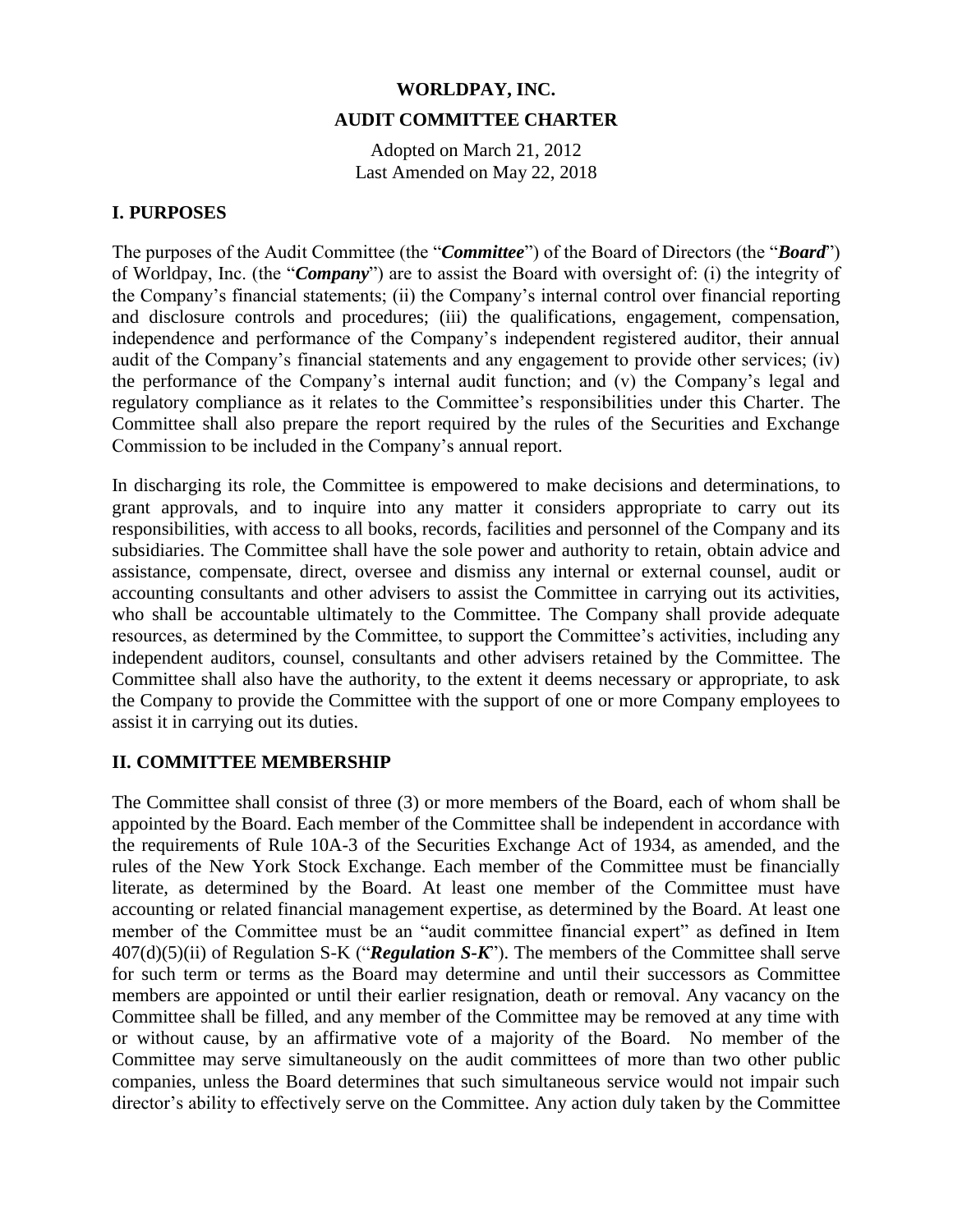# WORLDPAY, INC.

## AUDIT COMMITTEE CHARTER

Adopted on March 21, 2012
Last Amended on May 22, 2018

### I. PURPOSES

The purposes of the Audit Committee (the "***Committee***") of the Board of Directors (the "***Board***") of Worldpay, Inc. (the "***Company***") are to assist the Board with oversight of: (i) the integrity of the Company's financial statements; (ii) the Company's internal control over financial reporting and disclosure controls and procedures; (iii) the qualifications, engagement, compensation, independence and performance of the Company's independent registered auditor, their annual audit of the Company's financial statements and any engagement to provide other services; (iv) the performance of the Company's internal audit function; and (v) the Company's legal and regulatory compliance as it relates to the Committee's responsibilities under this Charter. The Committee shall also prepare the report required by the rules of the Securities and Exchange Commission to be included in the Company's annual report.

In discharging its role, the Committee is empowered to make decisions and determinations, to grant approvals, and to inquire into any matter it considers appropriate to carry out its responsibilities, with access to all books, records, facilities and personnel of the Company and its subsidiaries. The Committee shall have the sole power and authority to retain, obtain advice and assistance, compensate, direct, oversee and dismiss any internal or external counsel, audit or accounting consultants and other advisers to assist the Committee in carrying out its activities, who shall be accountable ultimately to the Committee. The Company shall provide adequate resources, as determined by the Committee, to support the Committee's activities, including any independent auditors, counsel, consultants and other advisers retained by the Committee. The Committee shall also have the authority, to the extent it deems necessary or appropriate, to ask the Company to provide the Committee with the support of one or more Company employees to assist it in carrying out its duties.

### II. COMMITTEE MEMBERSHIP

The Committee shall consist of three (3) or more members of the Board, each of whom shall be appointed by the Board. Each member of the Committee shall be independent in accordance with the requirements of Rule 10A-3 of the Securities Exchange Act of 1934, as amended, and the rules of the New York Stock Exchange. Each member of the Committee must be financially literate, as determined by the Board. At least one member of the Committee must have accounting or related financial management expertise, as determined by the Board. At least one member of the Committee must be an "audit committee financial expert" as defined in Item 407(d)(5)(ii) of Regulation S-K ("***Regulation S-K***"). The members of the Committee shall serve for such term or terms as the Board may determine and until their successors as Committee members are appointed or until their earlier resignation, death or removal. Any vacancy on the Committee shall be filled, and any member of the Committee may be removed at any time with or without cause, by an affirmative vote of a majority of the Board. No member of the Committee may serve simultaneously on the audit committees of more than two other public companies, unless the Board determines that such simultaneous service would not impair such director's ability to effectively serve on the Committee. Any action duly taken by the Committee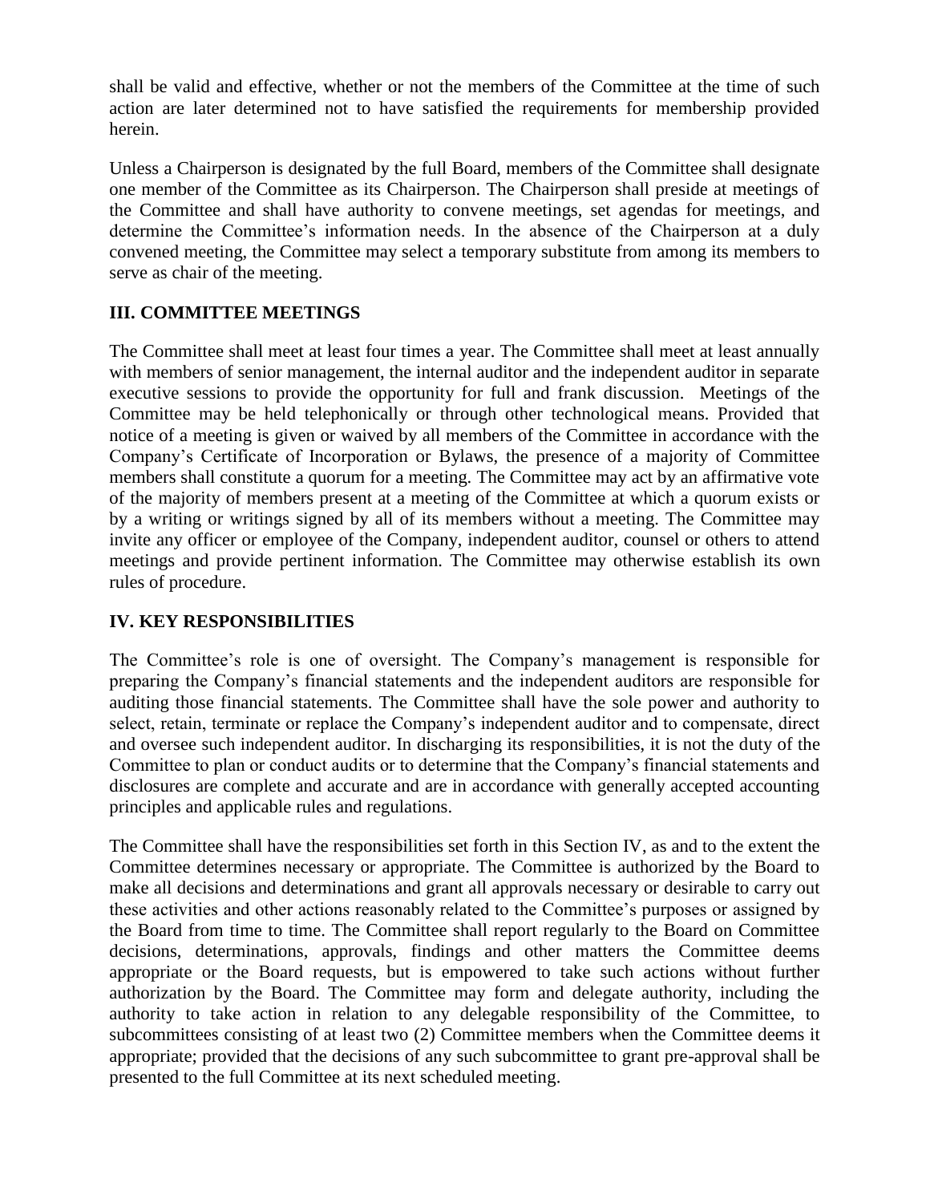shall be valid and effective, whether or not the members of the Committee at the time of such action are later determined not to have satisfied the requirements for membership provided herein.

Unless a Chairperson is designated by the full Board, members of the Committee shall designate one member of the Committee as its Chairperson. The Chairperson shall preside at meetings of the Committee and shall have authority to convene meetings, set agendas for meetings, and determine the Committee's information needs. In the absence of the Chairperson at a duly convened meeting, the Committee may select a temporary substitute from among its members to serve as chair of the meeting.

## III. COMMITTEE MEETINGS

The Committee shall meet at least four times a year. The Committee shall meet at least annually with members of senior management, the internal auditor and the independent auditor in separate executive sessions to provide the opportunity for full and frank discussion. Meetings of the Committee may be held telephonically or through other technological means. Provided that notice of a meeting is given or waived by all members of the Committee in accordance with the Company's Certificate of Incorporation or Bylaws, the presence of a majority of Committee members shall constitute a quorum for a meeting. The Committee may act by an affirmative vote of the majority of members present at a meeting of the Committee at which a quorum exists or by a writing or writings signed by all of its members without a meeting. The Committee may invite any officer or employee of the Company, independent auditor, counsel or others to attend meetings and provide pertinent information. The Committee may otherwise establish its own rules of procedure.

## IV. KEY RESPONSIBILITIES

The Committee's role is one of oversight. The Company's management is responsible for preparing the Company's financial statements and the independent auditors are responsible for auditing those financial statements. The Committee shall have the sole power and authority to select, retain, terminate or replace the Company's independent auditor and to compensate, direct and oversee such independent auditor. In discharging its responsibilities, it is not the duty of the Committee to plan or conduct audits or to determine that the Company's financial statements and disclosures are complete and accurate and are in accordance with generally accepted accounting principles and applicable rules and regulations.

The Committee shall have the responsibilities set forth in this Section IV, as and to the extent the Committee determines necessary or appropriate. The Committee is authorized by the Board to make all decisions and determinations and grant all approvals necessary or desirable to carry out these activities and other actions reasonably related to the Committee's purposes or assigned by the Board from time to time. The Committee shall report regularly to the Board on Committee decisions, determinations, approvals, findings and other matters the Committee deems appropriate or the Board requests, but is empowered to take such actions without further authorization by the Board. The Committee may form and delegate authority, including the authority to take action in relation to any delegable responsibility of the Committee, to subcommittees consisting of at least two (2) Committee members when the Committee deems it appropriate; provided that the decisions of any such subcommittee to grant pre-approval shall be presented to the full Committee at its next scheduled meeting.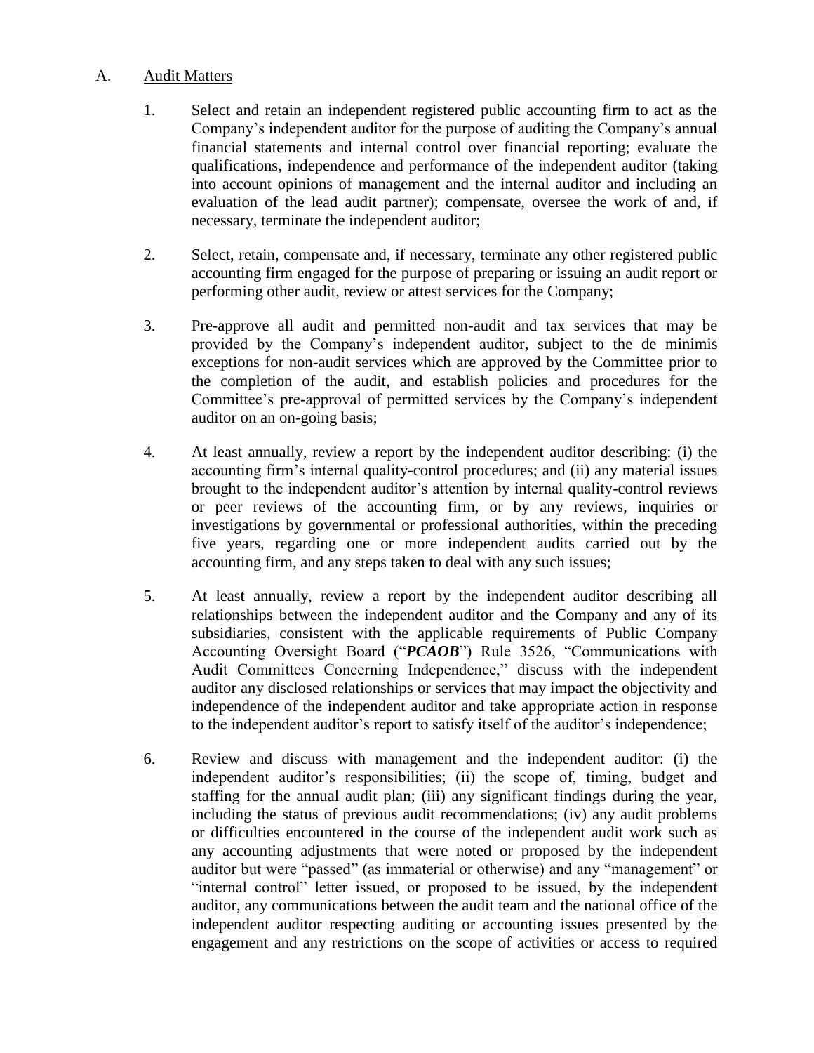A. <u>Audit Matters</u>

1. Select and retain an independent registered public accounting firm to act as the Company's independent auditor for the purpose of auditing the Company's annual financial statements and internal control over financial reporting; evaluate the qualifications, independence and performance of the independent auditor (taking into account opinions of management and the internal auditor and including an evaluation of the lead audit partner); compensate, oversee the work of and, if necessary, terminate the independent auditor;

2. Select, retain, compensate and, if necessary, terminate any other registered public accounting firm engaged for the purpose of preparing or issuing an audit report or performing other audit, review or attest services for the Company;

3. Pre-approve all audit and permitted non-audit and tax services that may be provided by the Company's independent auditor, subject to the de minimis exceptions for non-audit services which are approved by the Committee prior to the completion of the audit, and establish policies and procedures for the Committee's pre-approval of permitted services by the Company's independent auditor on an on-going basis;

4. At least annually, review a report by the independent auditor describing: (i) the accounting firm's internal quality-control procedures; and (ii) any material issues brought to the independent auditor's attention by internal quality-control reviews or peer reviews of the accounting firm, or by any reviews, inquiries or investigations by governmental or professional authorities, within the preceding five years, regarding one or more independent audits carried out by the accounting firm, and any steps taken to deal with any such issues;

5. At least annually, review a report by the independent auditor describing all relationships between the independent auditor and the Company and any of its subsidiaries, consistent with the applicable requirements of Public Company Accounting Oversight Board ("***PCAOB***") Rule 3526, "Communications with Audit Committees Concerning Independence," discuss with the independent auditor any disclosed relationships or services that may impact the objectivity and independence of the independent auditor and take appropriate action in response to the independent auditor's report to satisfy itself of the auditor's independence;

6. Review and discuss with management and the independent auditor: (i) the independent auditor's responsibilities; (ii) the scope of, timing, budget and staffing for the annual audit plan; (iii) any significant findings during the year, including the status of previous audit recommendations; (iv) any audit problems or difficulties encountered in the course of the independent audit work such as any accounting adjustments that were noted or proposed by the independent auditor but were "passed" (as immaterial or otherwise) and any "management" or "internal control" letter issued, or proposed to be issued, by the independent auditor, any communications between the audit team and the national office of the independent auditor respecting auditing or accounting issues presented by the engagement and any restrictions on the scope of activities or access to required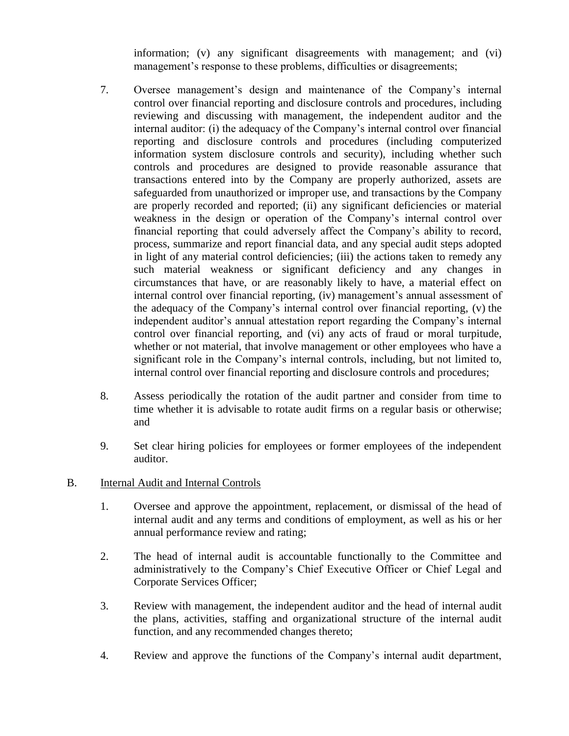information; (v) any significant disagreements with management; and (vi) management's response to these problems, difficulties or disagreements;

7. Oversee management's design and maintenance of the Company's internal control over financial reporting and disclosure controls and procedures, including reviewing and discussing with management, the independent auditor and the internal auditor: (i) the adequacy of the Company's internal control over financial reporting and disclosure controls and procedures (including computerized information system disclosure controls and security), including whether such controls and procedures are designed to provide reasonable assurance that transactions entered into by the Company are properly authorized, assets are safeguarded from unauthorized or improper use, and transactions by the Company are properly recorded and reported; (ii) any significant deficiencies or material weakness in the design or operation of the Company's internal control over financial reporting that could adversely affect the Company's ability to record, process, summarize and report financial data, and any special audit steps adopted in light of any material control deficiencies; (iii) the actions taken to remedy any such material weakness or significant deficiency and any changes in circumstances that have, or are reasonably likely to have, a material effect on internal control over financial reporting, (iv) management's annual assessment of the adequacy of the Company's internal control over financial reporting, (v) the independent auditor's annual attestation report regarding the Company's internal control over financial reporting, and (vi) any acts of fraud or moral turpitude, whether or not material, that involve management or other employees who have a significant role in the Company's internal controls, including, but not limited to, internal control over financial reporting and disclosure controls and procedures;

8. Assess periodically the rotation of the audit partner and consider from time to time whether it is advisable to rotate audit firms on a regular basis or otherwise; and

9. Set clear hiring policies for employees or former employees of the independent auditor.

B. Internal Audit and Internal Controls

1. Oversee and approve the appointment, replacement, or dismissal of the head of internal audit and any terms and conditions of employment, as well as his or her annual performance review and rating;

2. The head of internal audit is accountable functionally to the Committee and administratively to the Company's Chief Executive Officer or Chief Legal and Corporate Services Officer;

3. Review with management, the independent auditor and the head of internal audit the plans, activities, staffing and organizational structure of the internal audit function, and any recommended changes thereto;

4. Review and approve the functions of the Company's internal audit department,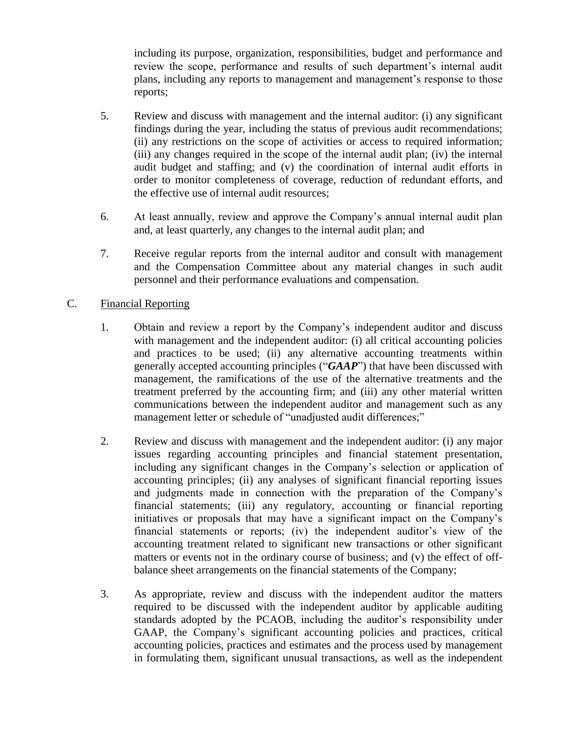including its purpose, organization, responsibilities, budget and performance and review the scope, performance and results of such department's internal audit plans, including any reports to management and management's response to those reports;

5. Review and discuss with management and the internal auditor: (i) any significant findings during the year, including the status of previous audit recommendations; (ii) any restrictions on the scope of activities or access to required information; (iii) any changes required in the scope of the internal audit plan; (iv) the internal audit budget and staffing; and (v) the coordination of internal audit efforts in order to monitor completeness of coverage, reduction of redundant efforts, and the effective use of internal audit resources;

6. At least annually, review and approve the Company's annual internal audit plan and, at least quarterly, any changes to the internal audit plan; and

7. Receive regular reports from the internal auditor and consult with management and the Compensation Committee about any material changes in such audit personnel and their performance evaluations and compensation.

C. Financial Reporting

1. Obtain and review a report by the Company's independent auditor and discuss with management and the independent auditor: (i) all critical accounting policies and practices to be used; (ii) any alternative accounting treatments within generally accepted accounting principles ("***GAAP***") that have been discussed with management, the ramifications of the use of the alternative treatments and the treatment preferred by the accounting firm; and (iii) any other material written communications between the independent auditor and management such as any management letter or schedule of "unadjusted audit differences;"

2. Review and discuss with management and the independent auditor: (i) any major issues regarding accounting principles and financial statement presentation, including any significant changes in the Company's selection or application of accounting principles; (ii) any analyses of significant financial reporting issues and judgments made in connection with the preparation of the Company's financial statements; (iii) any regulatory, accounting or financial reporting initiatives or proposals that may have a significant impact on the Company's financial statements or reports; (iv) the independent auditor's view of the accounting treatment related to significant new transactions or other significant matters or events not in the ordinary course of business; and (v) the effect of off-balance sheet arrangements on the financial statements of the Company;

3. As appropriate, review and discuss with the independent auditor the matters required to be discussed with the independent auditor by applicable auditing standards adopted by the PCAOB, including the auditor's responsibility under GAAP, the Company's significant accounting policies and practices, critical accounting policies, practices and estimates and the process used by management in formulating them, significant unusual transactions, as well as the independent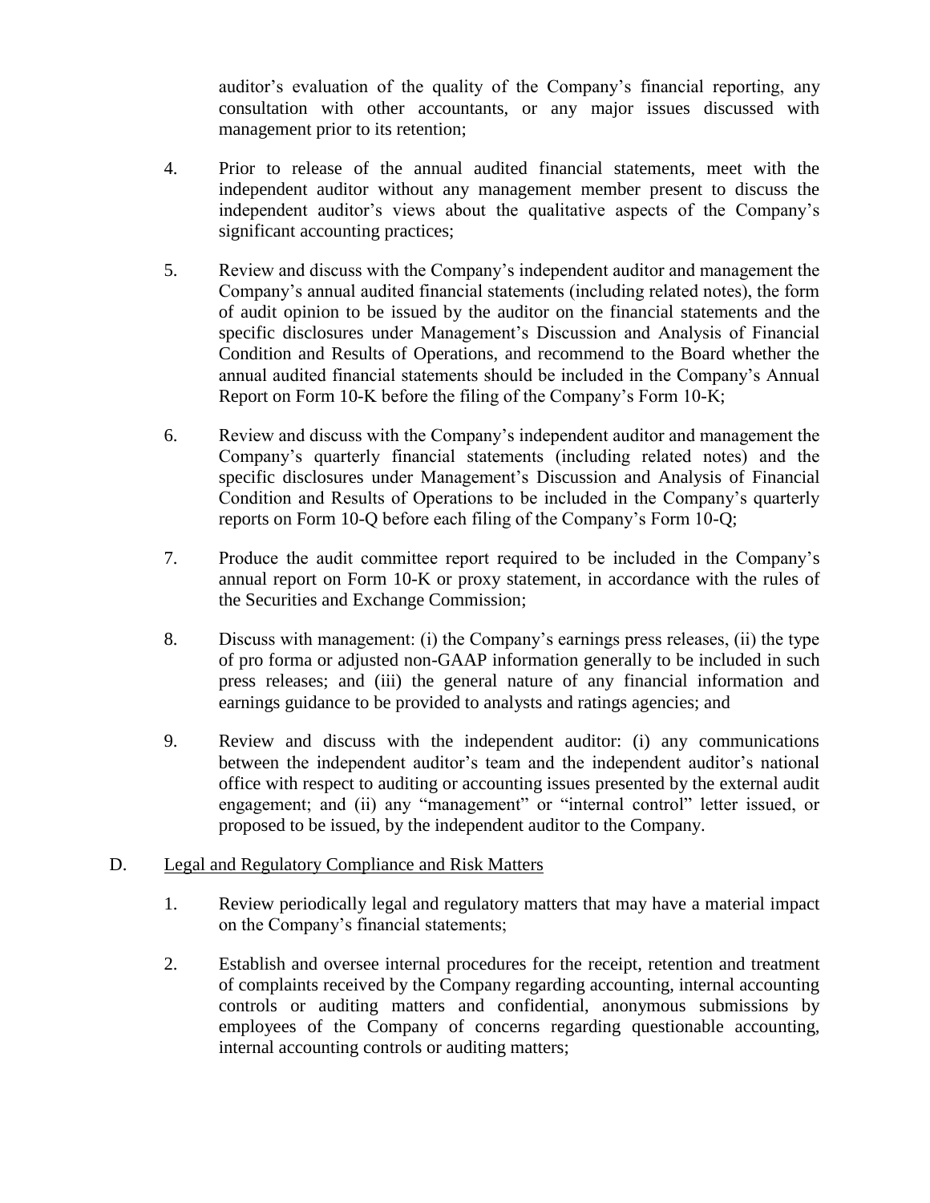auditor's evaluation of the quality of the Company's financial reporting, any consultation with other accountants, or any major issues discussed with management prior to its retention;

4. Prior to release of the annual audited financial statements, meet with the independent auditor without any management member present to discuss the independent auditor's views about the qualitative aspects of the Company's significant accounting practices;

5. Review and discuss with the Company's independent auditor and management the Company's annual audited financial statements (including related notes), the form of audit opinion to be issued by the auditor on the financial statements and the specific disclosures under Management's Discussion and Analysis of Financial Condition and Results of Operations, and recommend to the Board whether the annual audited financial statements should be included in the Company's Annual Report on Form 10-K before the filing of the Company's Form 10-K;

6. Review and discuss with the Company's independent auditor and management the Company's quarterly financial statements (including related notes) and the specific disclosures under Management's Discussion and Analysis of Financial Condition and Results of Operations to be included in the Company's quarterly reports on Form 10-Q before each filing of the Company's Form 10-Q;

7. Produce the audit committee report required to be included in the Company's annual report on Form 10-K or proxy statement, in accordance with the rules of the Securities and Exchange Commission;

8. Discuss with management: (i) the Company's earnings press releases, (ii) the type of pro forma or adjusted non-GAAP information generally to be included in such press releases; and (iii) the general nature of any financial information and earnings guidance to be provided to analysts and ratings agencies; and

9. Review and discuss with the independent auditor: (i) any communications between the independent auditor's team and the independent auditor's national office with respect to auditing or accounting issues presented by the external audit engagement; and (ii) any "management" or "internal control" letter issued, or proposed to be issued, by the independent auditor to the Company.

D. Legal and Regulatory Compliance and Risk Matters

1. Review periodically legal and regulatory matters that may have a material impact on the Company's financial statements;

2. Establish and oversee internal procedures for the receipt, retention and treatment of complaints received by the Company regarding accounting, internal accounting controls or auditing matters and confidential, anonymous submissions by employees of the Company of concerns regarding questionable accounting, internal accounting controls or auditing matters;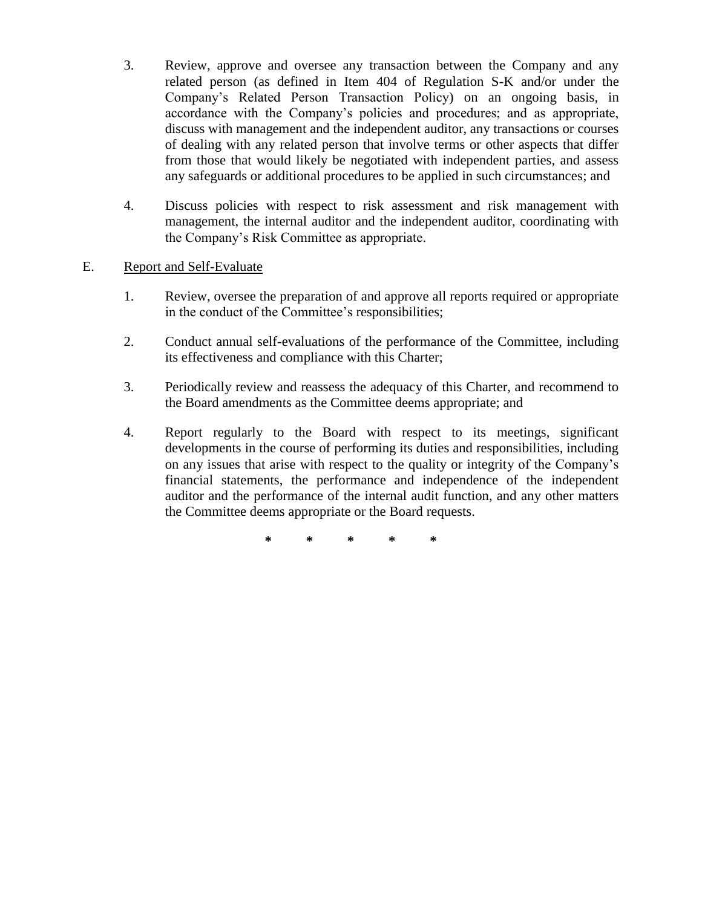3. Review, approve and oversee any transaction between the Company and any related person (as defined in Item 404 of Regulation S-K and/or under the Company's Related Person Transaction Policy) on an ongoing basis, in accordance with the Company's policies and procedures; and as appropriate, discuss with management and the independent auditor, any transactions or courses of dealing with any related person that involve terms or other aspects that differ from those that would likely be negotiated with independent parties, and assess any safeguards or additional procedures to be applied in such circumstances; and

4. Discuss policies with respect to risk assessment and risk management with management, the internal auditor and the independent auditor, coordinating with the Company's Risk Committee as appropriate.

E. Report and Self-Evaluate

1. Review, oversee the preparation of and approve all reports required or appropriate in the conduct of the Committee's responsibilities;

2. Conduct annual self-evaluations of the performance of the Committee, including its effectiveness and compliance with this Charter;

3. Periodically review and reassess the adequacy of this Charter, and recommend to the Board amendments as the Committee deems appropriate; and

4. Report regularly to the Board with respect to its meetings, significant developments in the course of performing its duties and responsibilities, including on any issues that arise with respect to the quality or integrity of the Company's financial statements, the performance and independence of the independent auditor and the performance of the internal audit function, and any other matters the Committee deems appropriate or the Board requests.

\* \* \* \* \*